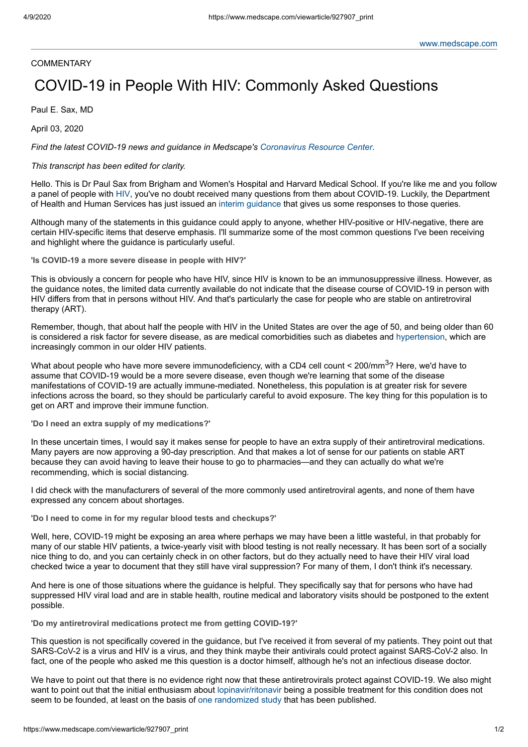COMMENTARY

# COVID-19 in People With HIV: Commonly Asked Questions

Paul E. Sax, MD

April 03, 2020

*Find the latest COVID-19 news and guidance in Medscape's Coronavirus Resource Center.*

*This transcript has been edited for clarity.*

Hello. This is Dr Paul Sax from Brigham and Women's Hospital and Harvard Medical School. If you're like me and you follow a panel of people with HIV, you've no doubt received many questions from them about COVID-19. Luckily, the Department of Health and Human Services has just issued an interim guidance that gives us some responses to those queries.

Although many of the statements in this guidance could apply to anyone, whether HIV-positive or HIV-negative, there are certain HIV-specific items that deserve emphasis. I'll summarize some of the most common questions I've been receiving and highlight where the guidance is particularly useful.

**'Is COVID-19 a more severe disease in people with HIV?'**

This is obviously a concern for people who have HIV, since HIV is known to be an immunosuppressive illness. However, as the guidance notes, the limited data currently available do not indicate that the disease course of COVID-19 in person with HIV differs from that in persons without HIV. And that's particularly the case for people who are stable on antiretroviral therapy (ART).

Remember, though, that about half the people with HIV in the United States are over the age of 50, and being older than 60 is considered a risk factor for severe disease, as are medical comorbidities such as diabetes and hypertension, which are increasingly common in our older HIV patients.

What about people who have more severe immunodeficiency, with a CD4 cell count < 200/mm$^3$? Here, we'd have to assume that COVID-19 would be a more severe disease, even though we're learning that some of the disease manifestations of COVID-19 are actually immune-mediated. Nonetheless, this population is at greater risk for severe infections across the board, so they should be particularly careful to avoid exposure. The key thing for this population is to get on ART and improve their immune function.

**'Do I need an extra supply of my medications?'**

In these uncertain times, I would say it makes sense for people to have an extra supply of their antiretroviral medications. Many payers are now approving a 90-day prescription. And that makes a lot of sense for our patients on stable ART because they can avoid having to leave their house to go to pharmacies—and they can actually do what we're recommending, which is social distancing.

I did check with the manufacturers of several of the more commonly used antiretroviral agents, and none of them have expressed any concern about shortages.

**'Do I need to come in for my regular blood tests and checkups?'**

Well, here, COVID-19 might be exposing an area where perhaps we may have been a little wasteful, in that probably for many of our stable HIV patients, a twice-yearly visit with blood testing is not really necessary. It has been sort of a socially nice thing to do, and you can certainly check in on other factors, but do they actually need to have their HIV viral load checked twice a year to document that they still have viral suppression? For many of them, I don't think it's necessary.

And here is one of those situations where the guidance is helpful. They specifically say that for persons who have had suppressed HIV viral load and are in stable health, routine medical and laboratory visits should be postponed to the extent possible.

**'Do my antiretroviral medications protect me from getting COVID-19?'**

This question is not specifically covered in the guidance, but I've received it from several of my patients. They point out that SARS-CoV-2 is a virus and HIV is a virus, and they think maybe their antivirals could protect against SARS-CoV-2 also. In fact, one of the people who asked me this question is a doctor himself, although he's not an infectious disease doctor.

We have to point out that there is no evidence right now that these antiretrovirals protect against COVID-19. We also might want to point out that the initial enthusiasm about lopinavir/ritonavir being a possible treatment for this condition does not seem to be founded, at least on the basis of one randomized study that has been published.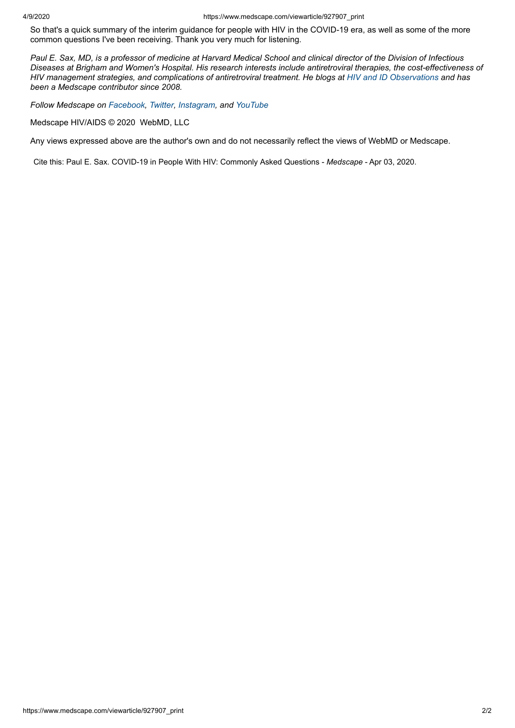So that's a quick summary of the interim guidance for people with HIV in the COVID-19 era, as well as some of the more common questions I've been receiving. Thank you very much for listening.

*Paul E. Sax, MD, is a professor of medicine at Harvard Medical School and clinical director of the Division of Infectious Diseases at Brigham and Women's Hospital. His research interests include antiretroviral therapies, the cost-effectiveness of HIV management strategies, and complications of antiretroviral treatment. He blogs at HIV and ID Observations and has been a Medscape contributor since 2008.*

*Follow Medscape on Facebook, Twitter, Instagram, and YouTube*

Medscape HIV/AIDS © 2020 WebMD, LLC

Any views expressed above are the author's own and do not necessarily reflect the views of WebMD or Medscape.

Cite this: Paul E. Sax. COVID-19 in People With HIV: Commonly Asked Questions - *Medscape* - Apr 03, 2020.